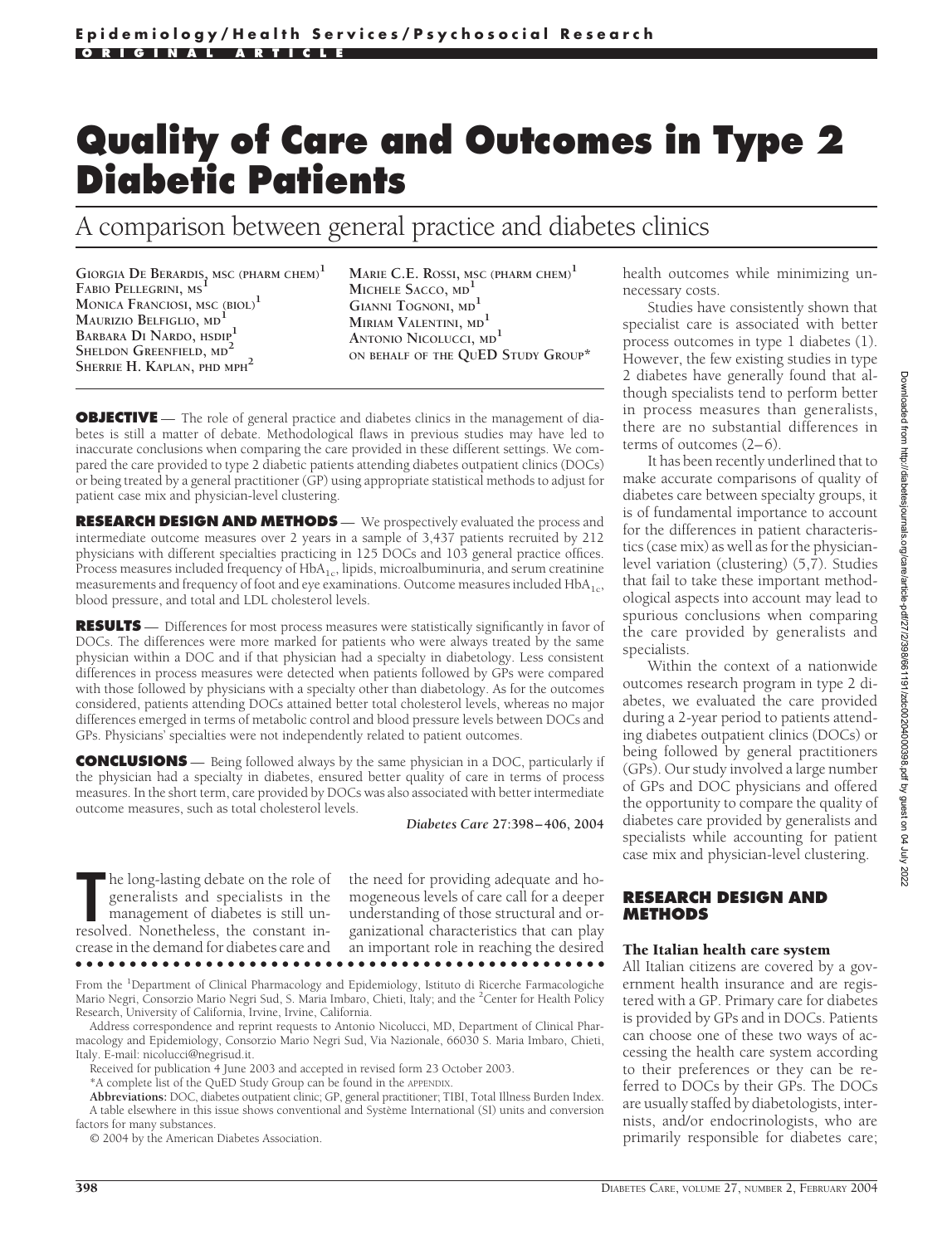# Quality of Care and Outcomes in Type 2 Diabetic Patients

## A comparison between general practice and diabetes clinics

GIORGIA DE BERARDIS, MSC (PHARM CHEM)[1]
FABIO PELLEGRINI, MS[1]
MONICA FRANCIOSI, MSC (BIOL)[1]
MAURIZIO BELFIGLIO, MD[1]
BARBARA DI NARDO, HSDIP[1]
SHELDON GREENFIELD, MD[2]
SHERRIE H. KAPLAN, PHD MPH[2]
MARIE C.E. ROSSI, MSC (PHARM CHEM)[1]
MICHELE SACCO, MD[1]
GIANNI TOGNONI, MD[1]
MIRIAM VALENTINI, MD[1]
ANTONIO NICOLUCCI, MD[1]
ON BEHALF OF THE QUED STUDY GROUP*

**OBJECTIVE** — The role of general practice and diabetes clinics in the management of diabetes is still a matter of debate. Methodological flaws in previous studies may have led to inaccurate conclusions when comparing the care provided in these different settings. We compared the care provided to type 2 diabetic patients attending diabetes outpatient clinics (DOCs) or being treated by a general practitioner (GP) using appropriate statistical methods to adjust for patient case mix and physician-level clustering.

**RESEARCH DESIGN AND METHODS** — We prospectively evaluated the process and intermediate outcome measures over 2 years in a sample of 3,437 patients recruited by 212 physicians with different specialties practicing in 125 DOCs and 103 general practice offices. Process measures included frequency of $HbA_{1c}$, lipids, microalbuminuria, and serum creatinine measurements and frequency of foot and eye examinations. Outcome measures included $HbA_{1c}$, blood pressure, and total and LDL cholesterol levels.

**RESULTS** — Differences for most process measures were statistically significantly in favor of DOCs. The differences were more marked for patients who were always treated by the same physician within a DOC and if that physician had a specialty in diabetology. Less consistent differences in process measures were detected when patients followed by GPs were compared with those followed by physicians with a specialty other than diabetology. As for the outcomes considered, patients attending DOCs attained better total cholesterol levels, whereas no major differences emerged in terms of metabolic control and blood pressure levels between DOCs and GPs. Physicians' specialties were not independently related to patient outcomes.

**CONCLUSIONS** — Being followed always by the same physician in a DOC, particularly if the physician had a specialty in diabetes, ensured better quality of care in terms of process measures. In the short term, care provided by DOCs was also associated with better intermediate outcome measures, such as total cholesterol levels.

*Diabetes Care* 27:398–406, 2004

The long-lasting debate on the role of generalists and specialists in the management of diabetes is still unresolved. Nonetheless, the constant increase in the demand for diabetes care and the need for providing adequate and homogeneous levels of care call for a deeper understanding of those structural and organizational characteristics that can play an important role in reaching the desired health outcomes while minimizing unnecessary costs.

Studies have consistently shown that specialist care is associated with better process outcomes in type 1 diabetes (1). However, the few existing studies in type 2 diabetes have generally found that although specialists tend to perform better in process measures than generalists, there are no substantial differences in terms of outcomes (2–6).

It has been recently underlined that to make accurate comparisons of quality of diabetes care between specialty groups, it is of fundamental importance to account for the differences in patient characteristics (case mix) as well as for the physician-level variation (clustering) (5,7). Studies that fail to take these important methodological aspects into account may lead to spurious conclusions when comparing the care provided by generalists and specialists.

Within the context of a nationwide outcomes research program in type 2 diabetes, we evaluated the care provided during a 2-year period to patients attending diabetes outpatient clinics (DOCs) or being followed by general practitioners (GPs). Our study involved a large number of GPs and DOC physicians and offered the opportunity to compare the quality of diabetes care provided by generalists and specialists while accounting for patient case mix and physician-level clustering.

## RESEARCH DESIGN AND METHODS

### The Italian health care system

All Italian citizens are covered by a government health insurance and are registered with a GP. Primary care for diabetes is provided by GPs and in DOCs. Patients can choose one of these two ways of accessing the health care system according to their preferences or they can be referred to DOCs by their GPs. The DOCs are usually staffed by diabetologists, internists, and/or endocrinologists, who are primarily responsible for diabetes care;

From the [1]Department of Clinical Pharmacology and Epidemiology, Istituto di Ricerche Farmacologiche Mario Negri, Consorzio Mario Negri Sud, S. Maria Imbaro, Chieti, Italy; and the [2]Center for Health Policy Research, University of California, Irvine, Irvine, California.

Address correspondence and reprint requests to Antonio Nicolucci, MD, Department of Clinical Pharmacology and Epidemiology, Consorzio Mario Negri Sud, Via Nazionale, 66030 S. Maria Imbaro, Chieti, Italy. E-mail: nicolucci@negrisud.it.

Received for publication 4 June 2003 and accepted in revised form 23 October 2003.

*A complete list of the QuED Study Group can be found in the APPENDIX.

**Abbreviations:** DOC, diabetes outpatient clinic; GP, general practitioner; TIBI, Total Illness Burden Index.

A table elsewhere in this issue shows conventional and Système International (SI) units and conversion factors for many substances.

© 2004 by the American Diabetes Association.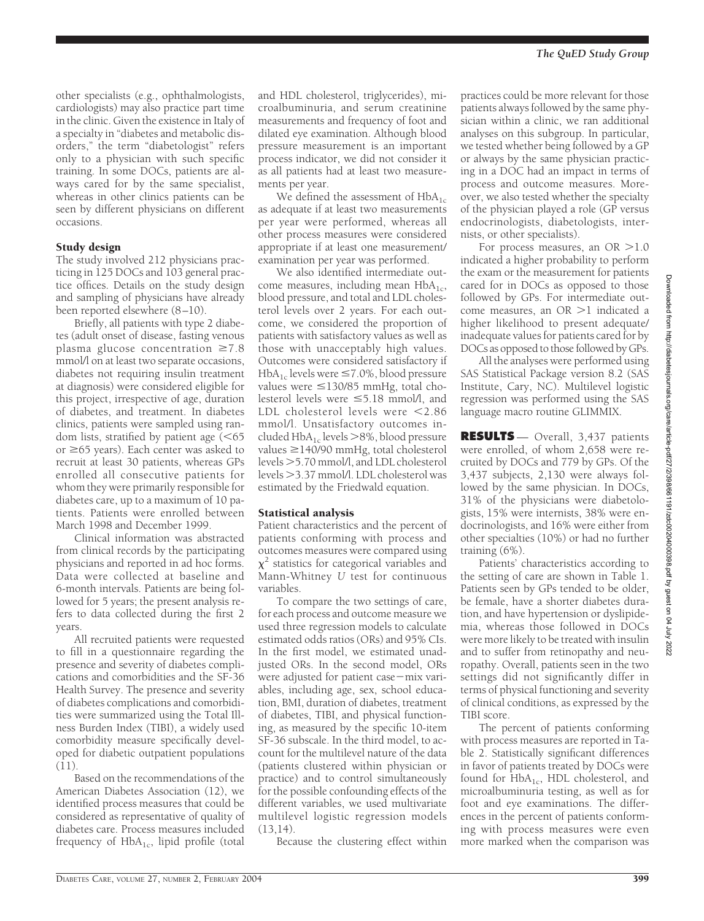other specialists (e.g., ophthalmologists, cardiologists) may also practice part time in the clinic. Given the existence in Italy of a specialty in "diabetes and metabolic disorders," the term "diabetologist" refers only to a physician with such specific training. In some DOCs, patients are always cared for by the same specialist, whereas in other clinics patients can be seen by different physicians on different occasions.

### Study design

The study involved 212 physicians practicing in 125 DOCs and 103 general practice offices. Details on the study design and sampling of physicians have already been reported elsewhere (8–10).

Briefly, all patients with type 2 diabetes (adult onset of disease, fasting venous plasma glucose concentration ≥7.8 mmol/l on at least two separate occasions, diabetes not requiring insulin treatment at diagnosis) were considered eligible for this project, irrespective of age, duration of diabetes, and treatment. In diabetes clinics, patients were sampled using random lists, stratified by patient age (<65 or ≥65 years). Each center was asked to recruit at least 30 patients, whereas GPs enrolled all consecutive patients for whom they were primarily responsible for diabetes care, up to a maximum of 10 patients. Patients were enrolled between March 1998 and December 1999.

Clinical information was abstracted from clinical records by the participating physicians and reported in ad hoc forms. Data were collected at baseline and 6-month intervals. Patients are being followed for 5 years; the present analysis refers to data collected during the first 2 years.

All recruited patients were requested to fill in a questionnaire regarding the presence and severity of diabetes complications and comorbidities and the SF-36 Health Survey. The presence and severity of diabetes complications and comorbidities were summarized using the Total Illness Burden Index (TIBI), a widely used comorbidity measure specifically developed for diabetic outpatient populations (11).

Based on the recommendations of the American Diabetes Association (12), we identified process measures that could be considered as representative of quality of diabetes care. Process measures included frequency of $HbA_{1c}$, lipid profile (total and HDL cholesterol, triglycerides), microalbuminuria, and serum creatinine measurements and frequency of foot and dilated eye examination. Although blood pressure measurement is an important process indicator, we did not consider it as all patients had at least two measurements per year.

We defined the assessment of $HbA_{1c}$ as adequate if at least two measurements per year were performed, whereas all other process measures were considered appropriate if at least one measurement/examination per year was performed.

We also identified intermediate outcome measures, including mean $HbA_{1c}$, blood pressure, and total and LDL cholesterol levels over 2 years. For each outcome, we considered the proportion of patients with satisfactory values as well as those with unacceptably high values. Outcomes were considered satisfactory if $HbA_{1c}$ levels were ≤7.0%, blood pressure values were ≤130/85 mmHg, total cholesterol levels were ≤5.18 mmol/l, and LDL cholesterol levels were <2.86 mmol/l. Unsatisfactory outcomes included $HbA_{1c}$ levels >8%, blood pressure values ≥140/90 mmHg, total cholesterol levels >5.70 mmol/l, and LDL cholesterol levels >3.37 mmol/l. LDL cholesterol was estimated by the Friedwald equation.

### Statistical analysis

Patient characteristics and the percent of patients conforming with process and outcomes measures were compared using $\chi^2$ statistics for categorical variables and Mann-Whitney *U* test for continuous variables.

To compare the two settings of care, for each process and outcome measure we used three regression models to calculate estimated odds ratios (ORs) and 95% CIs. In the first model, we estimated unadjusted ORs. In the second model, ORs were adjusted for patient case−mix variables, including age, sex, school education, BMI, duration of diabetes, treatment of diabetes, TIBI, and physical functioning, as measured by the specific 10-item SF-36 subscale. In the third model, to account for the multilevel nature of the data (patients clustered within physician or practice) and to control simultaneously for the possible confounding effects of the different variables, we used multivariate multilevel logistic regression models (13,14).

Because the clustering effect within practices could be more relevant for those patients always followed by the same physician within a clinic, we ran additional analyses on this subgroup. In particular, we tested whether being followed by a GP or always by the same physician practicing in a DOC had an impact in terms of process and outcome measures. Moreover, we also tested whether the specialty of the physician played a role (GP versus endocrinologists, diabetologists, internists, or other specialists).

For process measures, an OR >1.0 indicated a higher probability to perform the exam or the measurement for patients cared for in DOCs as opposed to those followed by GPs. For intermediate outcome measures, an OR >1 indicated a higher likelihood to present adequate/inadequate values for patients cared for by DOCs as opposed to those followed by GPs.

All the analyses were performed using SAS Statistical Package version 8.2 (SAS Institute, Cary, NC). Multilevel logistic regression was performed using the SAS language macro routine GLIMMIX.

## RESULTS

— Overall, 3,437 patients were enrolled, of whom 2,658 were recruited by DOCs and 779 by GPs. Of the 3,437 subjects, 2,130 were always followed by the same physician. In DOCs, 31% of the physicians were diabetologists, 15% were internists, 38% were endocrinologists, and 16% were either from other specialties (10%) or had no further training (6%).

Patients' characteristics according to the setting of care are shown in Table 1. Patients seen by GPs tended to be older, be female, have a shorter diabetes duration, and have hypertension or dyslipidemia, whereas those followed in DOCs were more likely to be treated with insulin and to suffer from retinopathy and neuropathy. Overall, patients seen in the two settings did not significantly differ in terms of physical functioning and severity of clinical conditions, as expressed by the TIBI score.

The percent of patients conforming with process measures are reported in Table 2. Statistically significant differences in favor of patients treated by DOCs were found for $HbA_{1c}$, HDL cholesterol, and microalbuminuria testing, as well as for foot and eye examinations. The differences in the percent of patients conforming with process measures were even more marked when the comparison was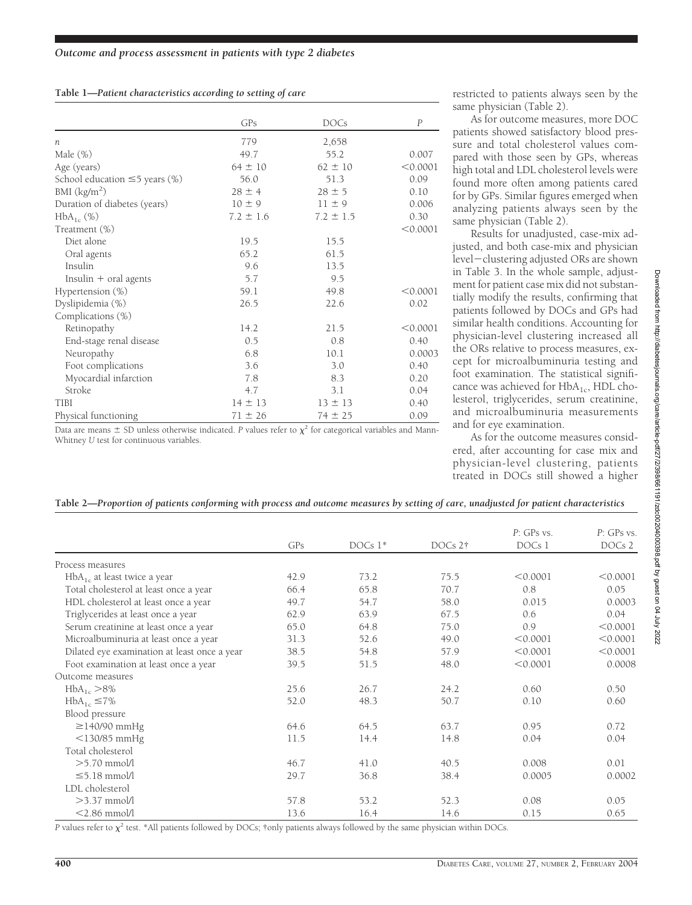**Table 1—Patient characteristics according to setting of care**

| | GPs | DOCs | *P* |
|---|---|---|---|
| *n* | 779 | 2,658 | |
| Male (%) | 49.7 | 55.2 | 0.007 |
| Age (years) | 64 ± 10 | 62 ± 10 | <0.0001 |
| School education ≤5 years (%) | 56.0 | 51.3 | 0.09 |
| BMI ($kg/m^2$) | 28 ± 4 | 28 ± 5 | 0.10 |
| Duration of diabetes (years) | 10 ± 9 | 11 ± 9 | 0.006 |
| $HbA_{1c}$ (%) | 7.2 ± 1.6 | 7.2 ± 1.5 | 0.30 |
| Treatment (%) | | | <0.0001 |
| Diet alone | 19.5 | 15.5 | |
| Oral agents | 65.2 | 61.5 | |
| Insulin | 9.6 | 13.5 | |
| Insulin + oral agents | 5.7 | 9.5 | |
| Hypertension (%) | 59.1 | 49.8 | <0.0001 |
| Dyslipidemia (%) | 26.5 | 22.6 | 0.02 |
| Complications (%) | | | |
| Retinopathy | 14.2 | 21.5 | <0.0001 |
| End-stage renal disease | 0.5 | 0.8 | 0.40 |
| Neuropathy | 6.8 | 10.1 | 0.0003 |
| Foot complications | 3.6 | 3.0 | 0.40 |
| Myocardial infarction | 7.8 | 8.3 | 0.20 |
| Stroke | 4.7 | 3.1 | 0.04 |
| TIBI | 14 ± 13 | 13 ± 13 | 0.40 |
| Physical functioning | 71 ± 26 | 74 ± 25 | 0.09 |

Data are means ± SD unless otherwise indicated. *P* values refer to $\chi^2$ for categorical variables and Mann-Whitney *U* test for continuous variables.

restricted to patients always seen by the same physician (Table 2).

As for outcome measures, more DOC patients showed satisfactory blood pressure and total cholesterol values compared with those seen by GPs, whereas high total and LDL cholesterol levels were found more often among patients cared for by GPs. Similar figures emerged when analyzing patients always seen by the same physician (Table 2).

Results for unadjusted, case-mix adjusted, and both case-mix and physician level—clustering adjusted ORs are shown in Table 3. In the whole sample, adjustment for patient case mix did not substantially modify the results, confirming that patients followed by DOCs and GPs had similar health conditions. Accounting for physician-level clustering increased all the ORs relative to process measures, except for microalbuminuria testing and foot examination. The statistical significance was achieved for $HbA_{1c}$, HDL cholesterol, triglycerides, serum creatinine, and microalbuminuria measurements and for eye examination.

As for the outcome measures considered, after accounting for case mix and physician-level clustering, patients treated in DOCs still showed a higher

**Table 2—Proportion of patients conforming with process and outcome measures by setting of care, unadjusted for patient characteristics**

| | GPs | DOCs 1* | DOCs 2† | *P*: GPs vs. DOCs 1 | *P*: GPs vs. DOCs 2 |
|---|---|---|---|---|---|
| Process measures | | | | | |
| $HbA_{1c}$ at least twice a year | 42.9 | 73.2 | 75.5 | <0.0001 | <0.0001 |
| Total cholesterol at least once a year | 66.4 | 65.8 | 70.7 | 0.8 | 0.05 |
| HDL cholesterol at least once a year | 49.7 | 54.7 | 58.0 | 0.015 | 0.0003 |
| Triglycerides at least once a year | 62.9 | 63.9 | 67.5 | 0.6 | 0.04 |
| Serum creatinine at least once a year | 65.0 | 64.8 | 75.0 | 0.9 | <0.0001 |
| Microalbuminuria at least once a year | 31.3 | 52.6 | 49.0 | <0.0001 | <0.0001 |
| Dilated eye examination at least once a year | 38.5 | 54.8 | 57.9 | <0.0001 | <0.0001 |
| Foot examination at least once a year | 39.5 | 51.5 | 48.0 | <0.0001 | 0.0008 |
| Outcome measures | | | | | |
| $HbA_{1c}$ >8% | 25.6 | 26.7 | 24.2 | 0.60 | 0.50 |
| $HbA_{1c}$ ≤7% | 52.0 | 48.3 | 50.7 | 0.10 | 0.60 |
| Blood pressure | | | | | |
| ≥140/90 mmHg | 64.6 | 64.5 | 63.7 | 0.95 | 0.72 |
| <130/85 mmHg | 11.5 | 14.4 | 14.8 | 0.04 | 0.04 |
| Total cholesterol | | | | | |
| >5.70 mmol/l | 46.7 | 41.0 | 40.5 | 0.008 | 0.01 |
| ≤5.18 mmol/l | 29.7 | 36.8 | 38.4 | 0.0005 | 0.0002 |
| LDL cholesterol | | | | | |
| >3.37 mmol/l | 57.8 | 53.2 | 52.3 | 0.08 | 0.05 |
| <2.86 mmol/l | 13.6 | 16.4 | 14.6 | 0.15 | 0.65 |

*P* values refer to $\chi^2$ test. *All patients followed by DOCs; †only patients always followed by the same physician within DOCs.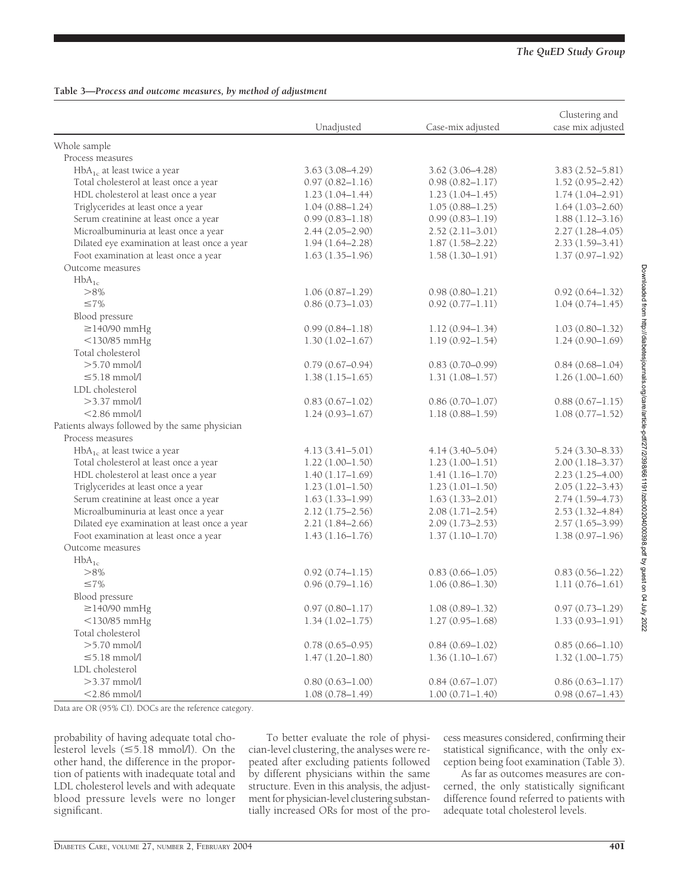**Table 3—*Process and outcome measures, by method of adjustment***

| | Unadjusted | Case-mix adjusted | Clustering and case mix adjusted |
|---|---|---|---|
| Whole sample | | | |
| Process measures | | | |
| $HbA_{1c}$ at least twice a year | 3.63 (3.08–4.29) | 3.62 (3.06–4.28) | 3.83 (2.52–5.81) |
| Total cholesterol at least once a year | 0.97 (0.82–1.16) | 0.98 (0.82–1.17) | 1.52 (0.95–2.42) |
| HDL cholesterol at least once a year | 1.23 (1.04–1.44) | 1.23 (1.04–1.45) | 1.74 (1.04–2.91) |
| Triglycerides at least once a year | 1.04 (0.88–1.24) | 1.05 (0.88–1.25) | 1.64 (1.03–2.60) |
| Serum creatinine at least once a year | 0.99 (0.83–1.18) | 0.99 (0.83–1.19) | 1.88 (1.12–3.16) |
| Microalbuminuria at least once a year | 2.44 (2.05–2.90) | 2.52 (2.11–3.01) | 2.27 (1.28–4.05) |
| Dilated eye examination at least once a year | 1.94 (1.64–2.28) | 1.87 (1.58–2.22) | 2.33 (1.59–3.41) |
| Foot examination at least once a year | 1.63 (1.35–1.96) | 1.58 (1.30–1.91) | 1.37 (0.97–1.92) |
| Outcome measures | | | |
| $HbA_{1c}$ | | | |
| >8% | 1.06 (0.87–1.29) | 0.98 (0.80–1.21) | 0.92 (0.64–1.32) |
| ≤7% | 0.86 (0.73–1.03) | 0.92 (0.77–1.11) | 1.04 (0.74–1.45) |
| Blood pressure | | | |
| ≥140/90 mmHg | 0.99 (0.84–1.18) | 1.12 (0.94–1.34) | 1.03 (0.80–1.32) |
| <130/85 mmHg | 1.30 (1.02–1.67) | 1.19 (0.92–1.54) | 1.24 (0.90–1.69) |
| Total cholesterol | | | |
| >5.70 mmol/l | 0.79 (0.67–0.94) | 0.83 (0.70–0.99) | 0.84 (0.68–1.04) |
| ≤5.18 mmol/l | 1.38 (1.15–1.65) | 1.31 (1.08–1.57) | 1.26 (1.00–1.60) |
| LDL cholesterol | | | |
| >3.37 mmol/l | 0.83 (0.67–1.02) | 0.86 (0.70–1.07) | 0.88 (0.67–1.15) |
| <2.86 mmol/l | 1.24 (0.93–1.67) | 1.18 (0.88–1.59) | 1.08 (0.77–1.52) |
| Patients always followed by the same physician | | | |
| Process measures | | | |
| $HbA_{1c}$ at least twice a year | 4.13 (3.41–5.01) | 4.14 (3.40–5.04) | 5.24 (3.30–8.33) |
| Total cholesterol at least once a year | 1.22 (1.00–1.50) | 1.23 (1.00–1.51) | 2.00 (1.18–3.37) |
| HDL cholesterol at least once a year | 1.40 (1.17–1.69) | 1.41 (1.16–1.70) | 2.23 (1.25–4.00) |
| Triglycerides at least once a year | 1.23 (1.01–1.50) | 1.23 (1.01–1.50) | 2.05 (1.22–3.43) |
| Serum creatinine at least once a year | 1.63 (1.33–1.99) | 1.63 (1.33–2.01) | 2.74 (1.59–4.73) |
| Microalbuminuria at least once a year | 2.12 (1.75–2.56) | 2.08 (1.71–2.54) | 2.53 (1.32–4.84) |
| Dilated eye examination at least once a year | 2.21 (1.84–2.66) | 2.09 (1.73–2.53) | 2.57 (1.65–3.99) |
| Foot examination at least once a year | 1.43 (1.16–1.76) | 1.37 (1.10–1.70) | 1.38 (0.97–1.96) |
| Outcome measures | | | |
| $HbA_{1c}$ | | | |
| >8% | 0.92 (0.74–1.15) | 0.83 (0.66–1.05) | 0.83 (0.56–1.22) |
| ≤7% | 0.96 (0.79–1.16) | 1.06 (0.86–1.30) | 1.11 (0.76–1.61) |
| Blood pressure | | | |
| ≥140/90 mmHg | 0.97 (0.80–1.17) | 1.08 (0.89–1.32) | 0.97 (0.73–1.29) |
| <130/85 mmHg | 1.34 (1.02–1.75) | 1.27 (0.95–1.68) | 1.33 (0.93–1.91) |
| Total cholesterol | | | |
| >5.70 mmol/l | 0.78 (0.65–0.95) | 0.84 (0.69–1.02) | 0.85 (0.66–1.10) |
| ≤5.18 mmol/l | 1.47 (1.20–1.80) | 1.36 (1.10–1.67) | 1.32 (1.00–1.75) |
| LDL cholesterol | | | |
| >3.37 mmol/l | 0.80 (0.63–1.00) | 0.84 (0.67–1.07) | 0.86 (0.63–1.17) |
| <2.86 mmol/l | 1.08 (0.78–1.49) | 1.00 (0.71–1.40) | 0.98 (0.67–1.43) |

Data are OR (95% CI). DOCs are the reference category.

probability of having adequate total cholesterol levels (≤5.18 mmol/l). On the other hand, the difference in the proportion of patients with inadequate total and LDL cholesterol levels and with adequate blood pressure levels were no longer significant.

To better evaluate the role of physician-level clustering, the analyses were repeated after excluding patients followed by different physicians within the same structure. Even in this analysis, the adjustment for physician-level clustering substantially increased ORs for most of the process measures considered, confirming their statistical significance, with the only exception being foot examination (Table 3).

As far as outcomes measures are concerned, the only statistically significant difference found referred to patients with adequate total cholesterol levels.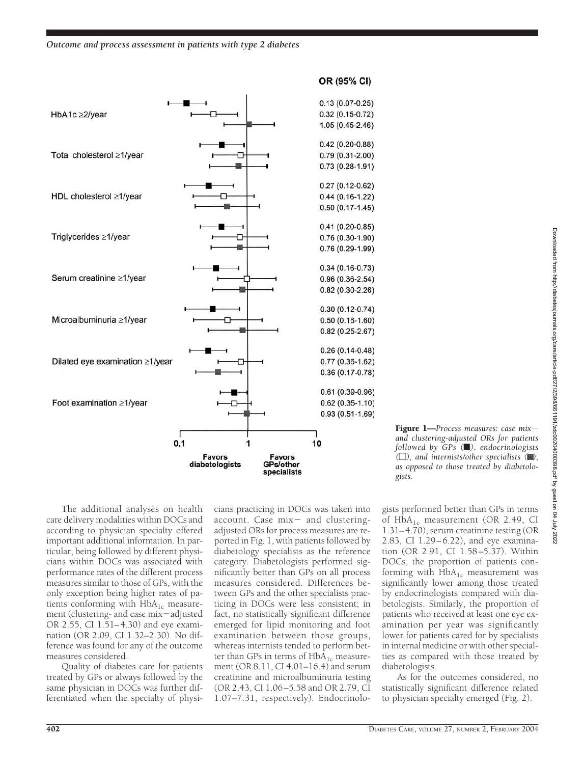| Process measure | Group | OR (95% CI) |
|---|---|---|
| HbA1c ≥2/year | GPs | 0.13 (0.07-0.25) |
| | Endocrinologists | 0.32 (0.15-0.72) |
| | Internists/other specialists | 1.05 (0.45-2.46) |
| Total cholesterol ≥1/year | GPs | 0.42 (0.20-0.88) |
| | Endocrinologists | 0.79 (0.31-2.00) |
| | Internists/other specialists | 0.73 (0.28-1.91) |
| HDL cholesterol ≥1/year | GPs | 0.27 (0.12-0.62) |
| | Endocrinologists | 0.44 (0.16-1.22) |
| | Internists/other specialists | 0.50 (0.17-1.45) |
| Triglycerides ≥1/year | GPs | 0.41 (0.20-0.85) |
| | Endocrinologists | 0.76 (0.30-1.90) |
| | Internists/other specialists | 0.76 (0.29-1.99) |
| Serum creatinine ≥1/year | GPs | 0.34 (0.16-0.73) |
| | Endocrinologists | 0.96 (0.36-2.54) |
| | Internists/other specialists | 0.82 (0.30-2.26) |
| Microalbuminuria ≥1/year | GPs | 0.30 (0.12-0.74) |
| | Endocrinologists | 0.50 (0.16-1.60) |
| | Internists/other specialists | 0.82 (0.25-2.67) |
| Dilated eye examination ≥1/year | GPs | 0.26 (0.14-0.48) |
| | Endocrinologists | 0.77 (0.36-1.62) |
| | Internists/other specialists | 0.36 (0.17-0.78) |
| Foot examination ≥1/year | GPs | 0.61 (0.39-0.96) |
| | Endocrinologists | 0.62 (0.35-1.10) |
| | Internists/other specialists | 0.93 (0.51-1.69) |

Favors diabetologists — Favors GPs/other specialists

**Figure 1**—*Process measures: case mix– and clustering-adjusted ORs for patients followed by GPs (■), endocrinologists (□), and internists/other specialists (▩), as opposed to those treated by diabetologists.*

The additional analyses on health care delivery modalities within DOCs and according to physician specialty offered important additional information. In particular, being followed by different physicians within DOCs was associated with performance rates of the different process measures similar to those of GPs, with the only exception being higher rates of patients conforming with $HbA_{1c}$ measurement (clustering- and case mix–adjusted OR 2.55, CI 1.51–4.30) and eye examination (OR 2.09, CI 1.32–2.30). No difference was found for any of the outcome measures considered.

Quality of diabetes care for patients treated by GPs or always followed by the same physician in DOCs was further differentiated when the specialty of physicians practicing in DOCs was taken into account. Case mix– and clustering-adjusted ORs for process measures are reported in Fig. 1, with patients followed by diabetology specialists as the reference category. Diabetologists performed significantly better than GPs on all process measures considered. Differences between GPs and the other specialists practicing in DOCs were less consistent; in fact, no statistically significant difference emerged for lipid monitoring and foot examination between those groups, whereas internists tended to perform better than GPs in terms of $HbA_{1c}$ measurement (OR 8.11, CI 4.01–16.4) and serum creatinine and microalbuminuria testing (OR 2.43, CI 1.06–5.58 and OR 2.79, CI 1.07–7.31, respectively). Endocrinologists performed better than GPs in terms of $HbA_{1c}$ measurement (OR 2.49, CI 1.31–4.70), serum creatinine testing (OR 2.83, CI 1.29–6.22), and eye examination (OR 2.91, CI 1.58–5.37). Within DOCs, the proportion of patients conforming with $HbA_{1c}$ measurement was significantly lower among those treated by endocrinologists compared with diabetologists. Similarly, the proportion of patients who received at least one eye examination per year was significantly lower for patients cared for by specialists in internal medicine or with other specialties as compared with those treated by diabetologists.

As for the outcomes considered, no statistically significant difference related to physician specialty emerged (Fig. 2).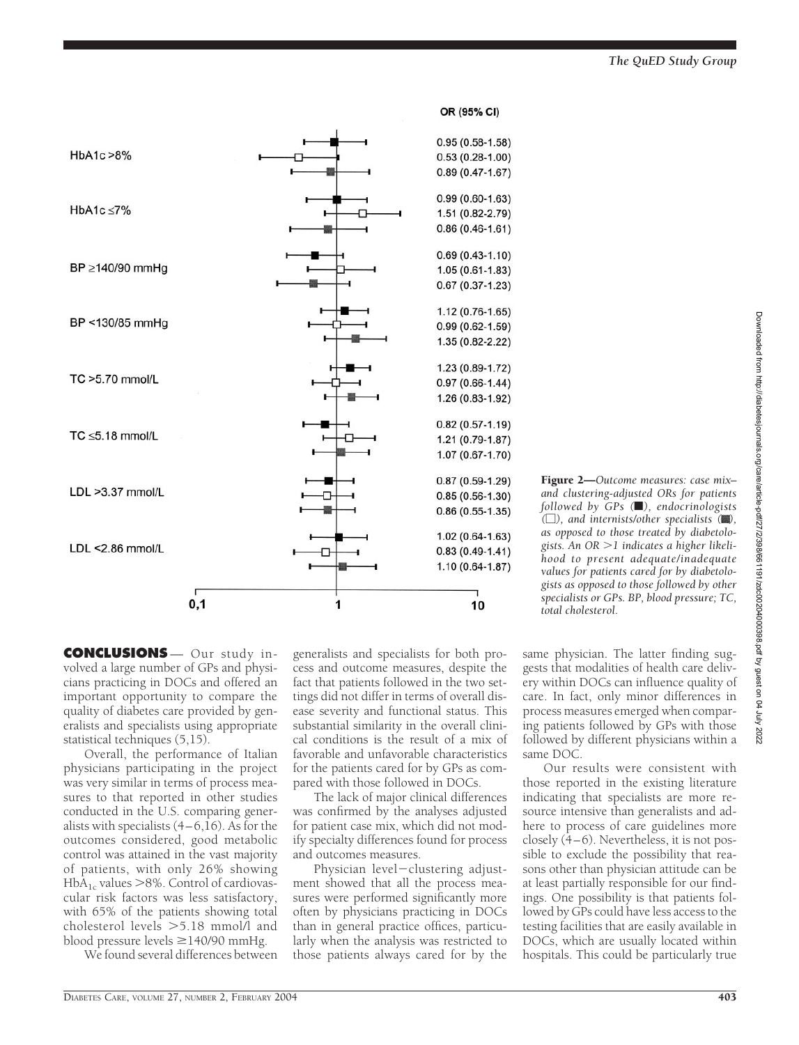| Outcome | OR (95% CI) |
|---|---|
| HbA1c >8% | 0.95 (0.58-1.58) |
| | 0.53 (0.28-1.00) |
| | 0.89 (0.47-1.67) |
| HbA1c ≤7% | 0.99 (0.60-1.63) |
| | 1.51 (0.82-2.79) |
| | 0.86 (0.46-1.61) |
| BP ≥140/90 mmHg | 0.69 (0.43-1.10) |
| | 1.05 (0.61-1.83) |
| | 0.67 (0.37-1.23) |
| BP <130/85 mmHg | 1.12 (0.76-1.65) |
| | 0.99 (0.62-1.59) |
| | 1.35 (0.82-2.22) |
| TC >5.70 mmol/L | 1.23 (0.89-1.72) |
| | 0.97 (0.66-1.44) |
| | 1.26 (0.83-1.92) |
| TC ≤5.18 mmol/L | 0.82 (0.57-1.19) |
| | 1.21 (0.79-1.87) |
| | 1.07 (0.67-1.70) |
| LDL >3.37 mmol/L | 0.87 (0.59-1.29) |
| | 0.85 (0.56-1.30) |
| | 0.86 (0.55-1.35) |
| LDL <2.86 mmol/L | 1.02 (0.64-1.63) |
| | 0.83 (0.49-1.41) |
| | 1.10 (0.64-1.87) |

**Figure 2**—*Outcome measures: case mix– and clustering-adjusted ORs for patients followed by GPs (■), endocrinologists (□), and internists/other specialists (▩), as opposed to those treated by diabetologists. An OR >1 indicates a higher likelihood to present adequate/inadequate values for patients cared for by diabetologists as opposed to those followed by other specialists or GPs. BP, blood pressure; TC, total cholesterol.*

**CONCLUSIONS**— Our study involved a large number of GPs and physicians practicing in DOCs and offered an important opportunity to compare the quality of diabetes care provided by generalists and specialists using appropriate statistical techniques (5,15).

Overall, the performance of Italian physicians participating in the project was very similar in terms of process measures to that reported in other studies conducted in the U.S. comparing generalists with specialists (4–6,16). As for the outcomes considered, good metabolic control was attained in the vast majority of patients, with only 26% showing $HbA_{1c}$ values >8%. Control of cardiovascular risk factors was less satisfactory, with 65% of the patients showing total cholesterol levels >5.18 mmol/l and blood pressure levels ≥140/90 mmHg.

We found several differences between generalists and specialists for both process and outcome measures, despite the fact that patients followed in the two settings did not differ in terms of overall disease severity and functional status. This substantial similarity in the overall clinical conditions is the result of a mix of favorable and unfavorable characteristics for the patients cared for by GPs as compared with those followed in DOCs.

The lack of major clinical differences was confirmed by the analyses adjusted for patient case mix, which did not modify specialty differences found for process and outcomes measures.

Physician level–clustering adjustment showed that all the process measures were performed significantly more often by physicians practicing in DOCs than in general practice offices, particularly when the analysis was restricted to those patients always cared for by the same physician. The latter finding suggests that modalities of health care delivery within DOCs can influence quality of care. In fact, only minor differences in process measures emerged when comparing patients followed by GPs with those followed by different physicians within a same DOC.

Our results were consistent with those reported in the existing literature indicating that specialists are more resource intensive than generalists and adhere to process of care guidelines more closely (4–6). Nevertheless, it is not possible to exclude the possibility that reasons other than physician attitude can be at least partially responsible for our findings. One possibility is that patients followed by GPs could have less access to the testing facilities that are easily available in DOCs, which are usually located within hospitals. This could be particularly true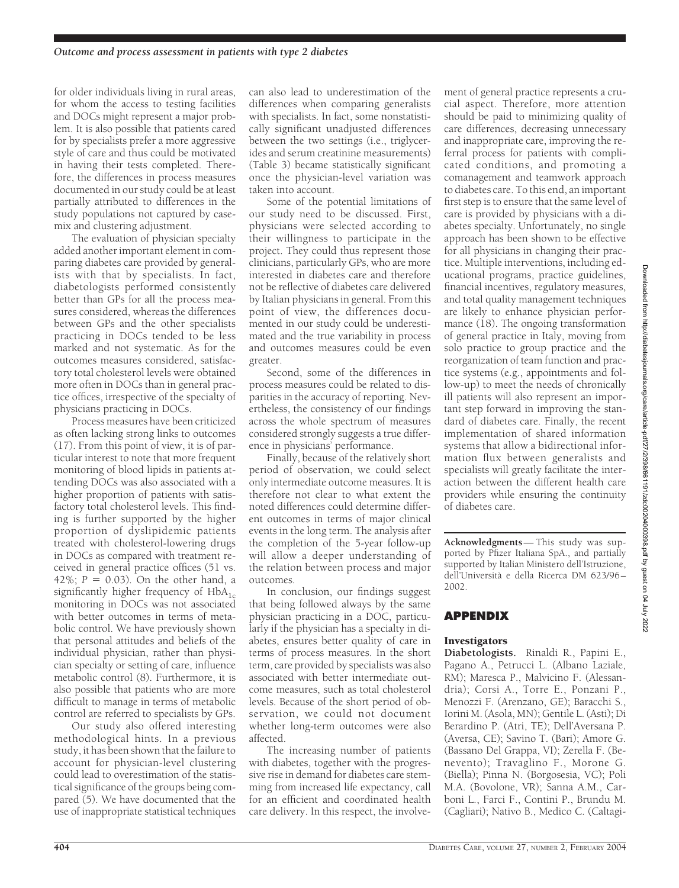for older individuals living in rural areas, for whom the access to testing facilities and DOCs might represent a major problem. It is also possible that patients cared for by specialists prefer a more aggressive style of care and thus could be motivated in having their tests completed. Therefore, the differences in process measures documented in our study could be at least partially attributed to differences in the study populations not captured by case-mix and clustering adjustment.

The evaluation of physician specialty added another important element in comparing diabetes care provided by generalists with that by specialists. In fact, diabetologists performed consistently better than GPs for all the process measures considered, whereas the differences between GPs and the other specialists practicing in DOCs tended to be less marked and not systematic. As for the outcomes measures considered, satisfactory total cholesterol levels were obtained more often in DOCs than in general practice offices, irrespective of the specialty of physicians practicing in DOCs.

Process measures have been criticized as often lacking strong links to outcomes (17). From this point of view, it is of particular interest to note that more frequent monitoring of blood lipids in patients attending DOCs was also associated with a higher proportion of patients with satisfactory total cholesterol levels. This finding is further supported by the higher proportion of dyslipidemic patients treated with cholesterol-lowering drugs in DOCs as compared with treatment received in general practice offices (51 vs. 42%; $P = 0.03$). On the other hand, a significantly higher frequency of $HbA_{1c}$ monitoring in DOCs was not associated with better outcomes in terms of metabolic control. We have previously shown that personal attitudes and beliefs of the individual physician, rather than physician specialty or setting of care, influence metabolic control (8). Furthermore, it is also possible that patients who are more difficult to manage in terms of metabolic control are referred to specialists by GPs.

Our study also offered interesting methodological hints. In a previous study, it has been shown that the failure to account for physician-level clustering could lead to overestimation of the statistical significance of the groups being compared (5). We have documented that the use of inappropriate statistical techniques can also lead to underestimation of the differences when comparing generalists with specialists. In fact, some nonstatistically significant unadjusted differences between the two settings (i.e., triglycerides and serum creatinine measurements) (Table 3) became statistically significant once the physician-level variation was taken into account.

Some of the potential limitations of our study need to be discussed. First, physicians were selected according to their willingness to participate in the project. They could thus represent those clinicians, particularly GPs, who are more interested in diabetes care and therefore not be reflective of diabetes care delivered by Italian physicians in general. From this point of view, the differences documented in our study could be underestimated and the true variability in process and outcomes measures could be even greater.

Second, some of the differences in process measures could be related to disparities in the accuracy of reporting. Nevertheless, the consistency of our findings across the whole spectrum of measures considered strongly suggests a true difference in physicians' performance.

Finally, because of the relatively short period of observation, we could select only intermediate outcome measures. It is therefore not clear to what extent the noted differences could determine different outcomes in terms of major clinical events in the long term. The analysis after the completion of the 5-year follow-up will allow a deeper understanding of the relation between process and major outcomes.

In conclusion, our findings suggest that being followed always by the same physician practicing in a DOC, particularly if the physician has a specialty in diabetes, ensures better quality of care in terms of process measures. In the short term, care provided by specialists was also associated with better intermediate outcome measures, such as total cholesterol levels. Because of the short period of observation, we could not document whether long-term outcomes were also affected.

The increasing number of patients with diabetes, together with the progressive rise in demand for diabetes care stemming from increased life expectancy, call for an efficient and coordinated health care delivery. In this respect, the involvement of general practice represents a crucial aspect. Therefore, more attention should be paid to minimizing quality of care differences, decreasing unnecessary and inappropriate care, improving the referral process for patients with complicated conditions, and promoting a comanagement and teamwork approach to diabetes care. To this end, an important first step is to ensure that the same level of care is provided by physicians with a diabetes specialty. Unfortunately, no single approach has been shown to be effective for all physicians in changing their practice. Multiple interventions, including educational programs, practice guidelines, financial incentives, regulatory measures, and total quality management techniques are likely to enhance physician performance (18). The ongoing transformation of general practice in Italy, moving from solo practice to group practice and the reorganization of team function and practice systems (e.g., appointments and follow-up) to meet the needs of chronically ill patients will also represent an important step forward in improving the standard of diabetes care. Finally, the recent implementation of shared information systems that allow a bidirectional information flux between generalists and specialists will greatly facilitate the interaction between the different health care providers while ensuring the continuity of diabetes care.

**Acknowledgments**— This study was supported by Pfizer Italiana SpA., and partially supported by Italian Ministero dell'Istruzione, dell'Università e della Ricerca DM 623/96–2002.

## APPENDIX

### Investigators

**Diabetologists.** Rinaldi R., Papini E., Pagano A., Petrucci L. (Albano Laziale, RM); Maresca P., Malvicino F. (Alessandria); Corsi A., Torre E., Ponzani P., Menozzi F. (Arenzano, GE); Baracchi S., Iorini M. (Asola, MN); Gentile L. (Asti); Di Berardino P. (Atri, TE); Dell'Aversana P. (Aversa, CE); Savino T. (Bari); Amore G. (Bassano Del Grappa, VI); Zerella F. (Benevento); Travaglino F., Morone G. (Biella); Pinna N. (Borgosesia, VC); Poli M.A. (Bovolone, VR); Sanna A.M., Carboni L., Farci F., Contini P., Brundu M. (Cagliari); Nativo B., Medico C. (Caltagi-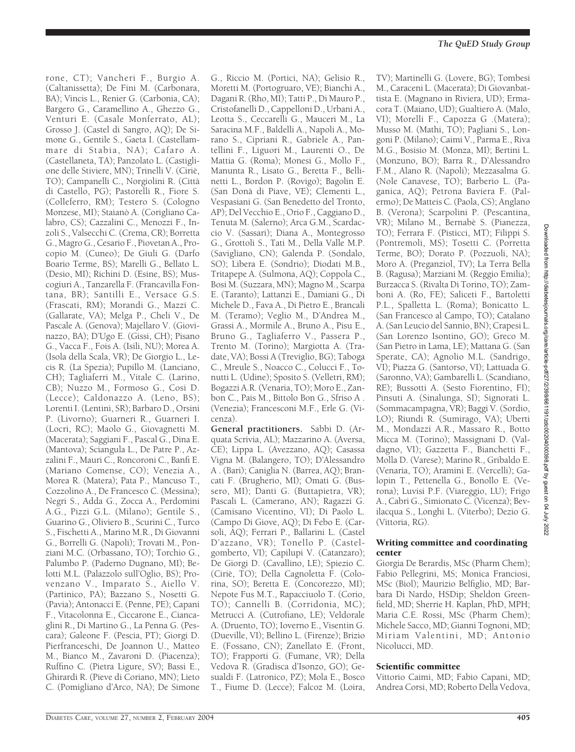rone, CT); Vancheri F., Burgio A. (Caltanissetta); De Fini M. (Carbonara, BA); Vincis L., Renier G. (Carbonia, CA); Bargero G., Caramellino A., Ghezzo G., Venturi E. (Casale Monferrato, AL); Grosso J. (Castel di Sangro, AQ); De Simone G., Gentile S., Gaeta I. (Castellammare di Stabia, NA); Cafaro A. (Castellaneta, TA); Panzolato L. (Castiglione delle Stiviere, MN); Trinelli V. (Ciriè, TO); Campanelli C., Norgiolini R. (Città di Castello, PG); Pastorelli R., Fiore S. (Colleferro, RM); Testero S. (Cologno Monzese, MI); Staianò A. (Corigliano Calabro, CS); Cazzalini C., Menozzi F., Inzoli S., Valsecchi C. (Crema, CR); Borretta G., Magro G., Cesario F., Piovetan A., Procopio M. (Cuneo); De Giuli G. (Darfo Boario Terme, BS); Marelli G., Bellato L. (Desio, MI); Richini D. (Esine, BS); Muscogiuri A., Tanzarella F. (Francavilla Fontana, BR); Santilli E., Versace G.S. (Frascati, RM); Morandi G., Mazzi C. (Gallarate, VA); Melga P., Cheli V., De Pascale A. (Genova); Majellaro V. (Giovinazzo, BA); D'Ugo E. (Gissi, CH); Pisano G., Vacca F., Fois A. (Isili, NU); Morea A. (Isola della Scala, VR); De Giorgio L., Lecis R. (La Spezia); Pupillo M. (Lanciano, CH); Tagliaferri M., Vitale C. (Larino, CB); Nuzzo M., Formoso G., Cosi D. (Lecce); Caldonazzo A. (Leno, BS); Lorenti I. (Lentini, SR); Barbaro D., Orsini P. (Livorno); Guarneri R., Guarneri I. (Locri, RC); Maolo G., Giovagnetti M. (Macerata); Saggiani F., Pascal G., Dina E. (Mantova); Sciangula L., De Patre P., Azzalini F., Mauri C., Roncoroni C., Banfi E. (Mariano Comense, CO); Venezia A., Morea R. (Matera); Pata P., Mancuso T., Cozzolino A., De Francesco C. (Messina); Negri S., Adda G., Zocca A., Perdomini A.G., Pizzi G.L. (Milano); Gentile S., Guarino G., Oliviero B., Scurini C., Turco S., Fischetti A., Marino M.R., Di Giovanni G., Borrelli G. (Napoli); Trovati M., Ponziani M.C. (Orbassano, TO); Torchio G., Palumbo P. (Paderno Dugnano, MI); Belotti M.L. (Palazzolo sull'Oglio, BS); Provenzano V., Imparato S., Aiello V. (Partinico, PA); Bazzano S., Nosetti G. (Pavia); Antonacci E. (Penne, PE); Capani F., Vitacolonna E., Ciccarone E., Ciancaglini R., Di Martino G., La Penna G. (Pescara); Galeone F. (Pescia, PT); Giorgi D. Pierfranceschi, De Joannon U., Matteo M., Bianco M., Zavaroni D. (Piacenza); Ruffino C. (Pietra Ligure, SV); Bassi E., Ghirardi R. (Pieve di Coriano, MN); Lieto C. (Pomigliano d'Arco, NA); De Simone G., Riccio M. (Portici, NA); Gelisio R., Moretti M. (Portogruaro, VE); Bianchi A., Dagani R. (Rho, MI); Tatti P., Di Mauro P., Cristofanelli D., Cappelloni D., Urbani A., Leotta S., Ceccarelli G., Mauceri M., La Saracina M.F., Baldelli A., Napoli A., Morano S., Cipriani R., Gabriele A., Pantellini F., Liguori M., Laurenti O., De Mattia G. (Roma); Monesi G., Mollo F., Manunta R., Lisato G., Beretta F., Bellinetti L., Bordon P. (Rovigo); Bagolin E. (San Donà di Piave, VE); Clementi L., Vespasiani G. (San Benedetto del Tronto, AP); Del Vecchio E., Orio F., Caggiano D., Tenuta M. (Salerno); Arca G.M., Scardaccio V. (Sassari); Diana A., Montegrosso G., Grottoli S., Tati M., Della Valle M.P. (Savigliano, CN); Galenda P. (Sondalo, SO); Libera E. (Sondrio); Diodati M.B., Tritapepe A. (Sulmona, AQ); Coppola C., Bosi M. (Suzzara, MN); Magno M., Scarpa E. (Taranto); Lattanzi E., Damiani G., Di Michele D., Fava A., Di Pietro E., Brancali M. (Teramo); Veglio M., D'Andrea M., Grassi A., Mormile A., Bruno A., Pisu E., Bruno G., Tagliaferro V., Passera P., Trento M. (Torino); Margiotta A. (Tradate, VA); Bossi A (Treviglio, BG); Taboga C., Mreule S., Noacco C., Colucci F., Tonutti L. (Udine); Sposito S. (Velletri, RM); Bogazzi A.R. (Venaria, TO); Moro E., Zanbon C., Pais M., Bittolo Bon G., Sfriso A. (Venezia); Francesconi M.F., Erle G. (Vicenza).

**General practitioners.** Sabbi D. (Arquata Scrivia, AL); Mazzarino A. (Aversa, CE); Lippa L. (Avezzano, AQ); Casassa Vigna M. (Balangero, TO); D'Alessandro A. (Bari); Caniglia N. (Barrea, AQ); Brancati F. (Brugherio, MI); Omati G. (Bussero, MI); Danti G. (Buttapietra, VR); Pascali L. (Camerano, AN); Ragazzi G. (Camisano Vicentino, VI); Di Paolo L. (Campo Di Giove, AQ); Di Febo E. (Carsoli, AQ); Ferrari P., Ballarini L. (Castel D'azzano, VR); Tonello P. (Castelgomberto, VI); Capilupi V. (Catanzaro); De Giorgi D. (Cavallino, LE); Spiezio C. (Ciriè, TO); Della Cagnoletta F. (Colorina, SO); Beretta E. (Concorezzo, MI); Nepote Fus M.T., Rapacciuolo T. (Corio, TO); Cannelli B. (Corridonia, MC); Metrucci A. (Cutrofiano, LE); Veldorale A. (Druento, TO); Ioverno E., Visentin G. (Dueville, VI); Bellino L. (Firenze); Brizio E. (Fossano, CN); Zanellato E. (Front, TO); Frapporti G. (Fumane, VR); Della Vedova R. (Gradisca d'Isonzo, GO); Gesualdi F. (Latronico, PZ); Mola E., Bosco T., Fiume D. (Lecce); Falcoz M. (Loira, TV); Martinelli G. (Lovere, BG); Tombesi M., Caraceni L. (Macerata); Di Giovanbattista E. (Magnano in Riviera, UD); Ermacora T. (Maiano, UD); Gualtiero A. (Malo, VI); Morelli F., Capozza G .(Matera); Musso M. (Mathi, TO); Pagliani S., Longoni P. (Milano); Caimi V., Parma E., Riva M.G., Bosisio M. (Monza, MI); Bertini L. (Monzuno, BO); Barra R., D'Alessandro F.M., Alano R. (Napoli); Mezzasalma G. (Nole Canavese, TO); Barberio L. (Paganica, AQ); Petrona Baviera F. (Palermo); De Matteis C. (Paola, CS); Anglano B. (Verona); Scarpolini P. (Pescantina, VR); Milano M., Bernabè S. (Pianezza, TO); Ferrara F. (Pisticci, MT); Filippi S. (Pontremoli, MS); Tosetti C. (Porretta Terme, BO); Dorato P. (Pozzuoli, NA); Moro A. (Preganziol, TV); La Terra Bella B. (Ragusa); Marziani M. (Reggio Emilia); Burzacca S. (Rivalta Di Torino, TO); Zamboni A. (Ro, FE); Saliceti F., Bartoletti P.L., Spalletta L. (Roma); Bonicatto L. (San Francesco al Campo, TO); Catalano A. (San Leucio del Sannio, BN); Crapesi L. (San Lorenzo Isontino, GO); Greco M. (San Pietro in Lama, LE); Mattana G. (San Sperate, CA); Agnolio M.L. (Sandrigo, VI); Piazza G. (Santorso, VI); Lattuada G. (Saronno, VA); Gambarelli L. (Scandiano, RE); Bussotti A. (Sesto Fiorentino, FI); Pinsuti A. (Sinalunga, SI); Signorati L. (Sommacampagna, VR); Baggi V. (Sordio, LO); Riundi R. (Sumirago, VA); Uberti M., Mondazzi A.R., Massaro R., Botto Micca M. (Torino); Massignani D. (Valdagno, VI); Gazzetta F., Bianchetti F., Molla D. (Varese); Marino R., Gribaldo E. (Venaria, TO); Aramini E. (Vercelli); Galopin T., Pettenella G., Bonollo E. (Verona); Luvisi P.F. (Viareggio, LU); Frigo A., Cabri G., Simionato C. (Vicenza); Bevilacqua S., Longhi L. (Viterbo); Dezio G. (Vittoria, RG).

## Writing committee and coordinating center

Giorgia De Berardis, MSc (Pharm Chem); Fabio Pellegrini, MS; Monica Franciosi, MSc (Biol); Maurizio Belfiglio, MD; Barbara Di Nardo, HSDip; Sheldon Greenfield, MD; Sherrie H. Kaplan, PhD, MPH; Maria C.E. Rossi, MSc (Pharm Chem); Michele Sacco, MD; Gianni Tognoni, MD; Miriam Valentini, MD; Antonio Nicolucci, MD.

## Scientific committee

Vittorio Caimi, MD; Fabio Capani, MD; Andrea Corsi, MD; Roberto Della Vedova,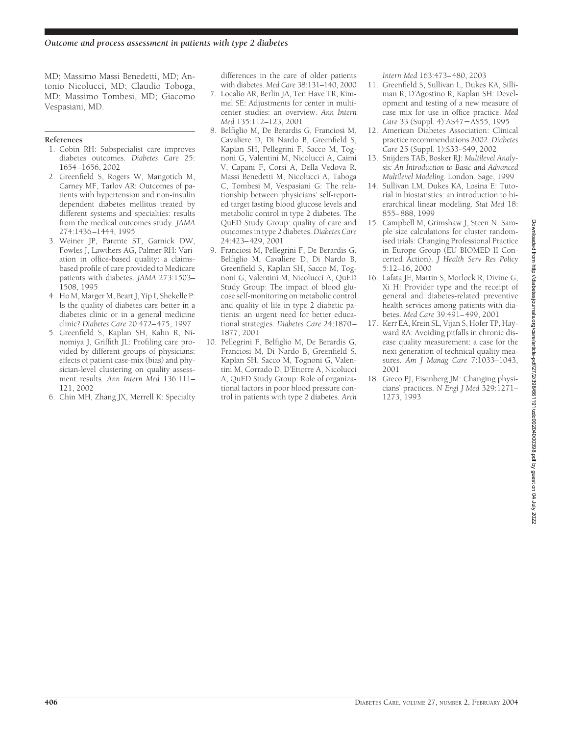MD; Massimo Massi Benedetti, MD; Antonio Nicolucci, MD; Claudio Toboga, MD; Massimo Tombesi, MD; Giacomo Vespasiani, MD.

#### References

1. Cobin RH: Subspecialist care improves diabetes outcomes. *Diabetes Care* 25: 1654–1656, 2002
2. Greenfield S, Rogers W, Mangotich M, Carney MF, Tarlov AR: Outcomes of patients with hypertension and non-insulin dependent diabetes mellitus treated by different systems and specialties: results from the medical outcomes study. *JAMA* 274:1436–1444, 1995
3. Weiner JP, Parente ST, Garnick DW, Fowles J, Lawthers AG, Palmer RH: Variation in office-based quality: a claims-based profile of care provided to Medicare patients with diabetes. *JAMA* 273:1503–1508, 1995
4. Ho M, Marger M, Beart J, Yip I, Shekelle P: Is the quality of diabetes care better in a diabetes clinic or in a general medicine clinic? *Diabetes Care* 20:472–475, 1997
5. Greenfield S, Kaplan SH, Kahn R, Ninomiya J, Griffith JL: Profiling care provided by different groups of physicians: effects of patient case-mix (bias) and physician-level clustering on quality assessment results. *Ann Intern Med* 136:111–121, 2002
6. Chin MH, Zhang JX, Merrell K: Specialty differences in the care of older patients with diabetes. *Med Care* 38:131–140, 2000
7. Localio AR, Berlin JA, Ten Have TR, Kimmel SE: Adjustments for center in multicenter studies: an overview. *Ann Intern Med* 135:112–123, 2001
8. Belfiglio M, De Berardis G, Franciosi M, Cavaliere D, Di Nardo B, Greenfield S, Kaplan SH, Pellegrini F, Sacco M, Tognoni G, Valentini M, Nicolucci A, Caimi V, Capani F, Corsi A, Della Vedova R, Massi Benedetti M, Nicolucci A, Taboga C, Tombesi M, Vespasiani G: The relationship between physicians' self-reported target fasting blood glucose levels and metabolic control in type 2 diabetes. The QuED Study Group: quality of care and outcomes in type 2 diabetes. *Diabetes Care* 24:423–429, 2001
9. Franciosi M, Pellegrini F, De Berardis G, Belfiglio M, Cavaliere D, Di Nardo B, Greenfield S, Kaplan SH, Sacco M, Tognoni G, Valentini M, Nicolucci A, QuED Study Group: The impact of blood glucose self-monitoring on metabolic control and quality of life in type 2 diabetic patients: an urgent need for better educational strategies. *Diabetes Care* 24:1870–1877, 2001
10. Pellegrini F, Belfiglio M, De Berardis G, Franciosi M, Di Nardo B, Greenfield S, Kaplan SH, Sacco M, Tognoni G, Valentini M, Corrado D, D'Ettorre A, Nicolucci A, QuED Study Group: Role of organizational factors in poor blood pressure control in patients with type 2 diabetes. *Arch Intern Med* 163:473–480, 2003
11. Greenfield S, Sullivan L, Dukes KA, Silliman R, D'Agostino R, Kaplan SH: Development and testing of a new measure of case mix for use in office practice. *Med Care* 33 (Suppl. 4):AS47–AS55, 1995
12. American Diabetes Association: Clinical practice recommendations 2002. *Diabetes Care* 25 (Suppl. 1):S33–S49, 2002
13. Snijders TAB, Bosker RJ: *Multilevel Analysis: An Introduction to Basic and Advanced Multilevel Modeling.* London, Sage, 1999
14. Sullivan LM, Dukes KA, Losina E: Tutorial in biostatistics: an introduction to hierarchical linear modeling. *Stat Med* 18: 855–888, 1999
15. Campbell M, Grimshaw J, Steen N: Sample size calculations for cluster randomised trials: Changing Professional Practice in Europe Group (EU BIOMED II Concerted Action). *J Health Serv Res Policy* 5:12–16, 2000
16. Lafata JE, Martin S, Morlock R, Divine G, Xi H: Provider type and the receipt of general and diabetes-related preventive health services among patients with diabetes. *Med Care* 39:491–499, 2001
17. Kerr EA, Krein SL, Vijan S, Hofer TP, Hayward RA: Avoiding pitfalls in chronic disease quality measurement: a case for the next generation of technical quality measures. *Am J Manag Care* 7:1033–1043, 2001
18. Greco PJ, Eisenberg JM: Changing physicians' practices. *N Engl J Med* 329:1271–1273, 1993